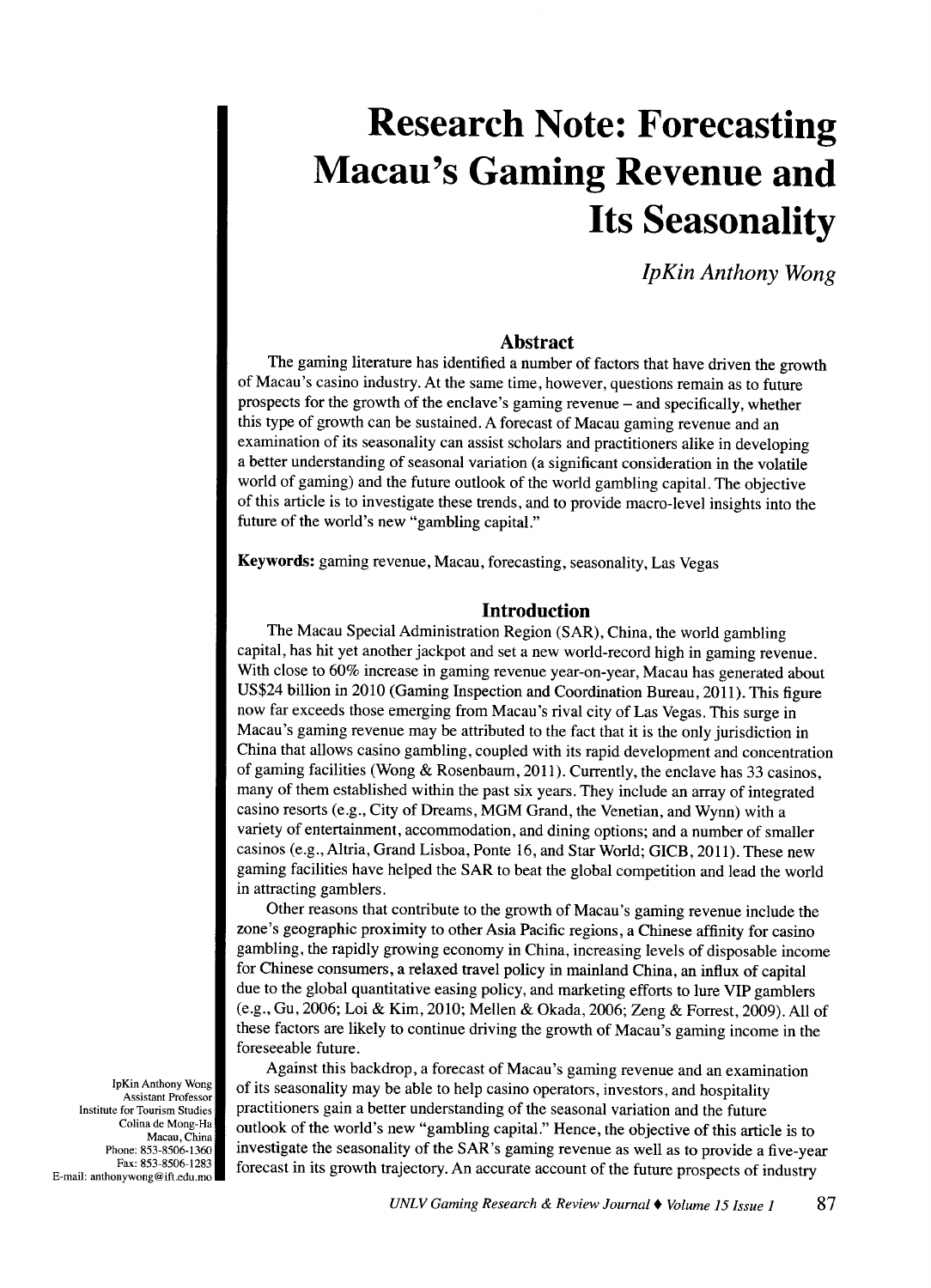# Research Note: Forecasting Macau's Gaming Revenue and Its Seasonality

*IpKin Anthony Wong*

## Abstract

The gaming literature has identified a number of factors that have driven the growth of Macau's casino industry. At the same time, however, questions remain as to future prospects for the growth of the enclave's gaming revenue – and specifically, whether this type of growth can be sustained. A forecast of Macau gaming revenue and an examination of its seasonality can assist scholars and practitioners alike in developing a better understanding of seasonal variation (a significant consideration in the volatile world of gaming) and the future outlook of the world gambling capital. The objective of this article is to investigate these trends, and to provide macro-level insights into the future of the world's new "gambling capital."

**Keywords:** gaming revenue, Macau, forecasting, seasonality, Las Vegas

## Introduction

The Macau Special Administration Region (SAR), China, the world gambling capital, has hit yet another jackpot and set a new world-record high in gaming revenue. With close to 60% increase in gaming revenue year-on-year, Macau has generated about US$24 billion in 2010 (Gaming Inspection and Coordination Bureau, 2011). This figure now far exceeds those emerging from Macau's rival city of Las Vegas. This surge in Macau's gaming revenue may be attributed to the fact that it is the only jurisdiction in China that allows casino gambling, coupled with its rapid development and concentration of gaming facilities (Wong & Rosenbaum, 2011). Currently, the enclave has 33 casinos, many of them established within the past six years. They include an array of integrated casino resorts (e.g., City of Dreams, MGM Grand, the Venetian, and Wynn) with a variety of entertainment, accommodation, and dining options; and a number of smaller casinos (e.g., Altria, Grand Lisboa, Ponte 16, and Star World; GICB, 2011). These new gaming facilities have helped the SAR to beat the global competition and lead the world in attracting gamblers.

Other reasons that contribute to the growth of Macau's gaming revenue include the zone's geographic proximity to other Asia Pacific regions, a Chinese affinity for casino gambling, the rapidly growing economy in China, increasing levels of disposable income for Chinese consumers, a relaxed travel policy in mainland China, an influx of capital due to the global quantitative easing policy, and marketing efforts to lure VIP gamblers (e.g., Gu, 2006; Loi & Kim, 2010; Mellen & Okada, 2006; Zeng & Forrest, 2009). All of these factors are likely to continue driving the growth of Macau's gaming income in the foreseeable future.

Against this backdrop, a forecast of Macau's gaming revenue and an examination of its seasonality may be able to help casino operators, investors, and hospitality practitioners gain a better understanding of the seasonal variation and the future outlook of the world's new "gambling capital." Hence, the objective of this article is to investigate the seasonality of the SAR's gaming revenue as well as to provide a five-year forecast in its growth trajectory. An accurate account of the future prospects of industry

IpKin Anthony Wong
Assistant Professor
Institute for Tourism Studies
Colina de Mong-Ha
Macau, China
Phone: 853-8506-1360
Fax: 853-8506-1283
E-mail: anthonywong@ift.edu.mo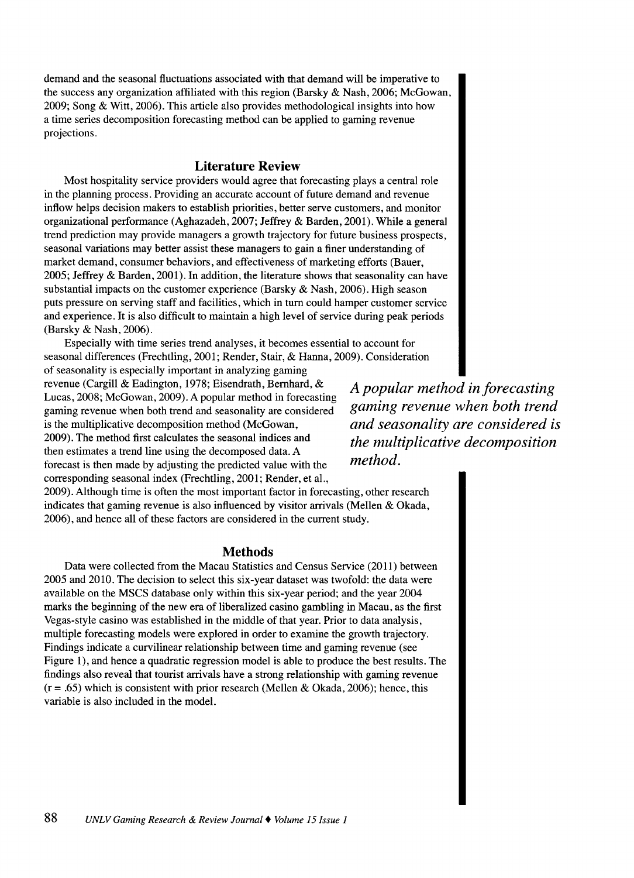demand and the seasonal fluctuations associated with that demand will be imperative to the success any organization affiliated with this region (Barsky & Nash, 2006; McGowan, 2009; Song & Witt, 2006). This article also provides methodological insights into how a time series decomposition forecasting method can be applied to gaming revenue projections.

## Literature Review

Most hospitality service providers would agree that forecasting plays a central role in the planning process. Providing an accurate account of future demand and revenue inflow helps decision makers to establish priorities, better serve customers, and monitor organizational performance (Aghazadeh, 2007; Jeffrey & Barden, 2001). While a general trend prediction may provide managers a growth trajectory for future business prospects, seasonal variations may better assist these managers to gain a finer understanding of market demand, consumer behaviors, and effectiveness of marketing efforts (Bauer, 2005; Jeffrey & Barden, 2001). In addition, the literature shows that seasonality can have substantial impacts on the customer experience (Barsky & Nash, 2006). High season puts pressure on serving staff and facilities, which in turn could hamper customer service and experience. It is also difficult to maintain a high level of service during peak periods (Barsky & Nash, 2006).

Especially with time series trend analyses, it becomes essential to account for seasonal differences (Frechtling, 2001; Render, Stair, & Hanna, 2009). Consideration of seasonality is especially important in analyzing gaming revenue (Cargill & Eadington, 1978; Eisendrath, Bernhard, & Lucas, 2008; McGowan, 2009). A popular method in forecasting gaming revenue when both trend and seasonality are considered is the multiplicative decomposition method (McGowan, 2009). The method first calculates the seasonal indices and then estimates a trend line using the decomposed data. A forecast is then made by adjusting the predicted value with the corresponding seasonal index (Frechtling, 2001; Render, et al., 2009). Although time is often the most important factor in forecasting, other research indicates that gaming revenue is also influenced by visitor arrivals (Mellen & Okada, 2006), and hence all of these factors are considered in the current study.

*A popular method in forecasting gaming revenue when both trend and seasonality are considered is the multiplicative decomposition method.*

## Methods

Data were collected from the Macau Statistics and Census Service (2011) between 2005 and 2010. The decision to select this six-year dataset was twofold: the data were available on the MSCS database only within this six-year period; and the year 2004 marks the beginning of the new era of liberalized casino gambling in Macau, as the first Vegas-style casino was established in the middle of that year. Prior to data analysis, multiple forecasting models were explored in order to examine the growth trajectory. Findings indicate a curvilinear relationship between time and gaming revenue (see Figure 1), and hence a quadratic regression model is able to produce the best results. The findings also reveal that tourist arrivals have a strong relationship with gaming revenue ($r = .65$) which is consistent with prior research (Mellen & Okada, 2006); hence, this variable is also included in the model.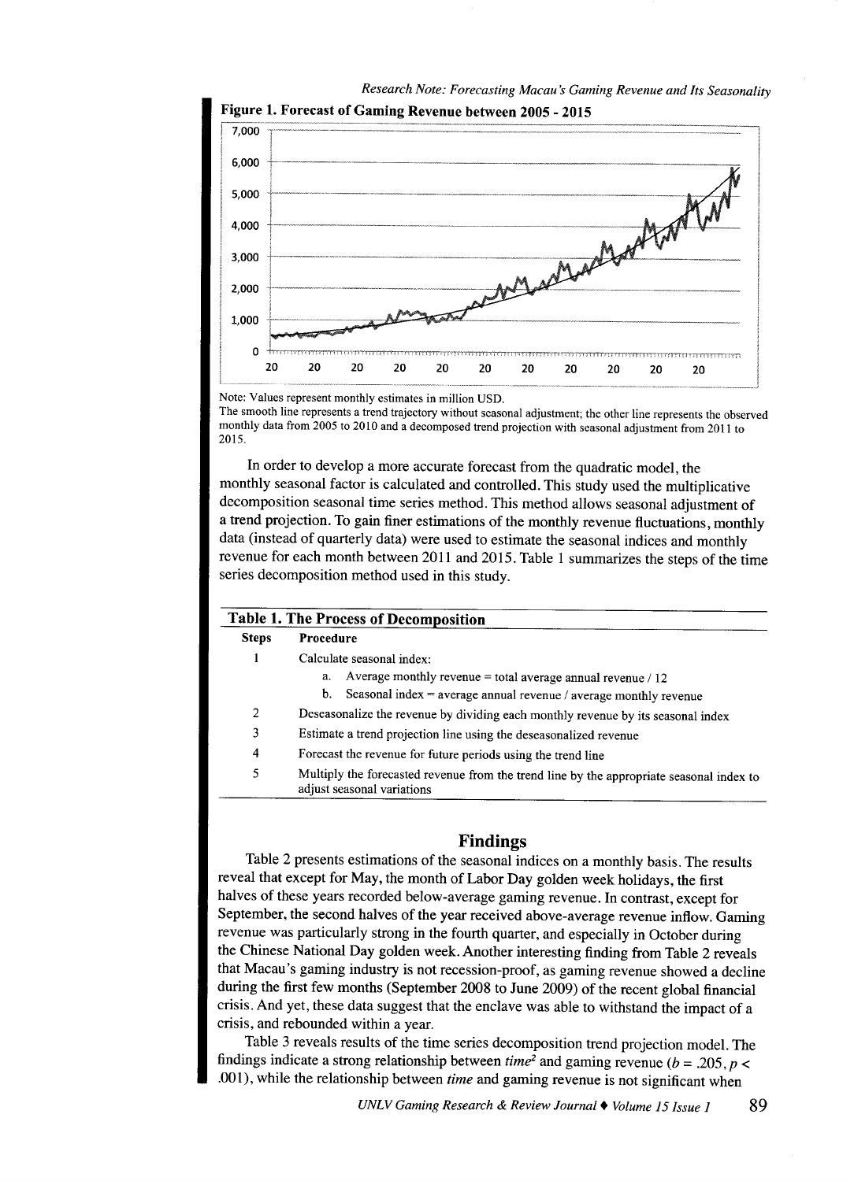**Figure 1. Forecast of Gaming Revenue between 2005 - 2015**

Note: Values represent monthly estimates in million USD.
The smooth line represents a trend trajectory without seasonal adjustment; the other line represents the observed monthly data from 2005 to 2010 and a decomposed trend projection with seasonal adjustment from 2011 to 2015.

In order to develop a more accurate forecast from the quadratic model, the monthly seasonal factor is calculated and controlled. This study used the multiplicative decomposition seasonal time series method. This method allows seasonal adjustment of a trend projection. To gain finer estimations of the monthly revenue fluctuations, monthly data (instead of quarterly data) were used to estimate the seasonal indices and monthly revenue for each month between 2011 and 2015. Table 1 summarizes the steps of the time series decomposition method used in this study.

**Table 1. The Process of Decomposition**

| Steps | Procedure |
|---|---|
| 1 | Calculate seasonal index: a. Average monthly revenue = total average annual revenue / 12; b. Seasonal index = average annual revenue / average monthly revenue |
| 2 | Deseasonalize the revenue by dividing each monthly revenue by its seasonal index |
| 3 | Estimate a trend projection line using the deseasonalized revenue |
| 4 | Forecast the revenue for future periods using the trend line |
| 5 | Multiply the forecasted revenue from the trend line by the appropriate seasonal index to adjust seasonal variations |

## Findings

Table 2 presents estimations of the seasonal indices on a monthly basis. The results reveal that except for May, the month of Labor Day golden week holidays, the first halves of these years recorded below-average gaming revenue. In contrast, except for September, the second halves of the year received above-average revenue inflow. Gaming revenue was particularly strong in the fourth quarter, and especially in October during the Chinese National Day golden week. Another interesting finding from Table 2 reveals that Macau's gaming industry is not recession-proof, as gaming revenue showed a decline during the first few months (September 2008 to June 2009) of the recent global financial crisis. And yet, these data suggest that the enclave was able to withstand the impact of a crisis, and rebounded within a year.

Table 3 reveals results of the time series decomposition trend projection model. The findings indicate a strong relationship between *time*$^2$ and gaming revenue ($b = .205, p < .001$), while the relationship between *time* and gaming revenue is not significant when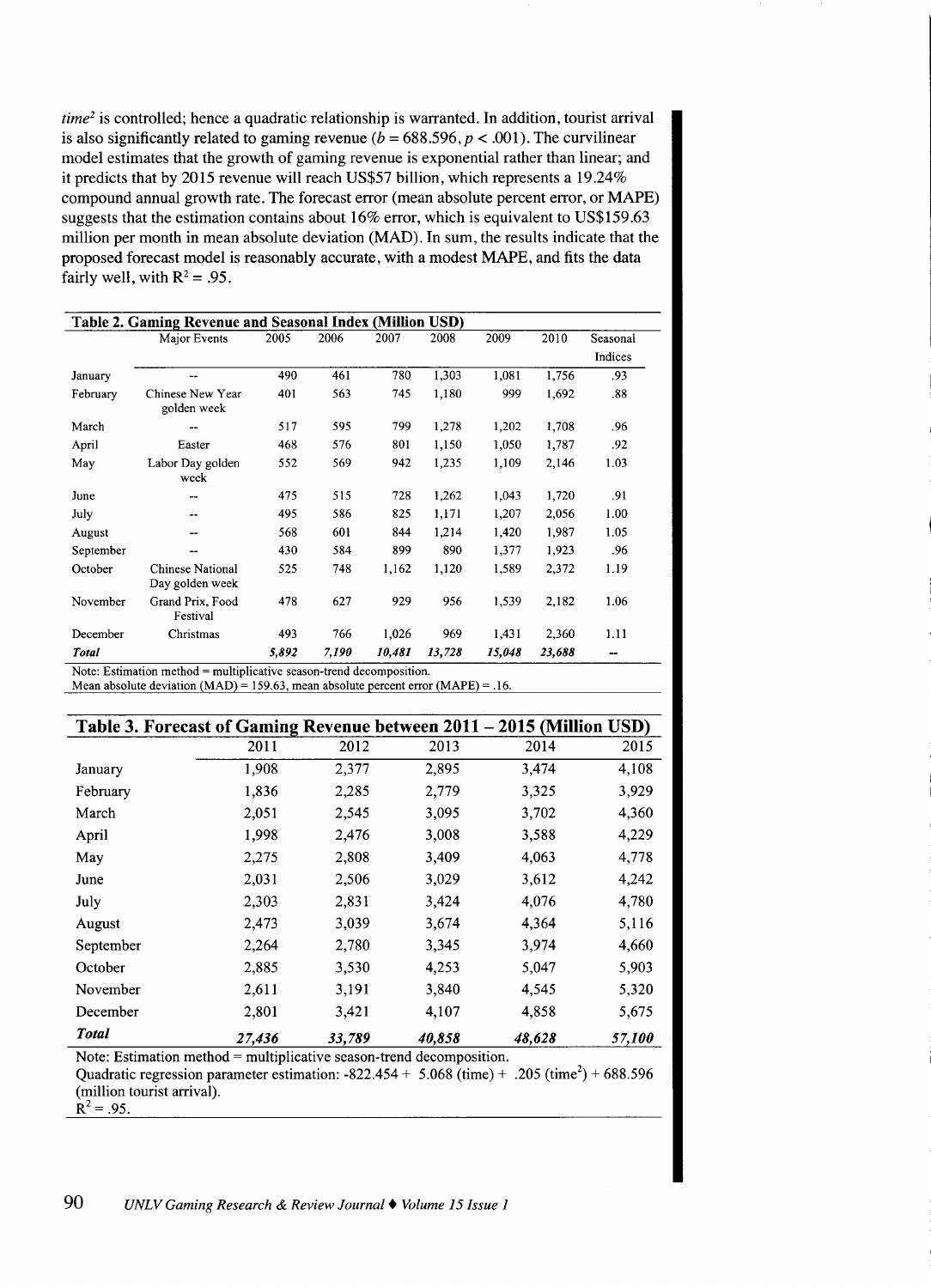$time^2$ is controlled; hence a quadratic relationship is warranted. In addition, tourist arrival is also significantly related to gaming revenue ($b = 688.596$, $p < .001$). The curvilinear model estimates that the growth of gaming revenue is exponential rather than linear; and it predicts that by 2015 revenue will reach US$57 billion, which represents a 19.24% compound annual growth rate. The forecast error (mean absolute percent error, or MAPE) suggests that the estimation contains about 16% error, which is equivalent to US$159.63 million per month in mean absolute deviation (MAD). In sum, the results indicate that the proposed forecast model is reasonably accurate, with a modest MAPE, and fits the data fairly well, with $R^2 = .95$.

**Table 2. Gaming Revenue and Seasonal Index (Million USD)**

| | Major Events | 2005 | 2006 | 2007 | 2008 | 2009 | 2010 | Seasonal Indices |
|---|---|---|---|---|---|---|---|---|
| January | -- | 490 | 461 | 780 | 1,303 | 1,081 | 1,756 | .93 |
| February | Chinese New Year golden week | 401 | 563 | 745 | 1,180 | 999 | 1,692 | .88 |
| March | -- | 517 | 595 | 799 | 1,278 | 1,202 | 1,708 | .96 |
| April | Easter | 468 | 576 | 801 | 1,150 | 1,050 | 1,787 | .92 |
| May | Labor Day golden week | 552 | 569 | 942 | 1,235 | 1,109 | 2,146 | 1.03 |
| June | -- | 475 | 515 | 728 | 1,262 | 1,043 | 1,720 | .91 |
| July | -- | 495 | 586 | 825 | 1,171 | 1,207 | 2,056 | 1.00 |
| August | -- | 568 | 601 | 844 | 1,214 | 1,420 | 1,987 | 1.05 |
| September | -- | 430 | 584 | 899 | 890 | 1,377 | 1,923 | .96 |
| October | Chinese National Day golden week | 525 | 748 | 1,162 | 1,120 | 1,589 | 2,372 | 1.19 |
| November | Grand Prix, Food Festival | 478 | 627 | 929 | 956 | 1,539 | 2,182 | 1.06 |
| December | Christmas | 493 | 766 | 1,026 | 969 | 1,431 | 2,360 | 1.11 |
| ***Total*** | | ***5,892*** | ***7,190*** | ***10,481*** | ***13,728*** | ***15,048*** | ***23,688*** | -- |

Note: Estimation method = multiplicative season-trend decomposition.
Mean absolute deviation (MAD) = 159.63, mean absolute percent error (MAPE) = .16.

**Table 3. Forecast of Gaming Revenue between 2011 – 2015 (Million USD)**

| | 2011 | 2012 | 2013 | 2014 | 2015 |
|---|---|---|---|---|---|
| January | 1,908 | 2,377 | 2,895 | 3,474 | 4,108 |
| February | 1,836 | 2,285 | 2,779 | 3,325 | 3,929 |
| March | 2,051 | 2,545 | 3,095 | 3,702 | 4,360 |
| April | 1,998 | 2,476 | 3,008 | 3,588 | 4,229 |
| May | 2,275 | 2,808 | 3,409 | 4,063 | 4,778 |
| June | 2,031 | 2,506 | 3,029 | 3,612 | 4,242 |
| July | 2,303 | 2,831 | 3,424 | 4,076 | 4,780 |
| August | 2,473 | 3,039 | 3,674 | 4,364 | 5,116 |
| September | 2,264 | 2,780 | 3,345 | 3,974 | 4,660 |
| October | 2,885 | 3,530 | 4,253 | 5,047 | 5,903 |
| November | 2,611 | 3,191 | 3,840 | 4,545 | 5,320 |
| December | 2,801 | 3,421 | 4,107 | 4,858 | 5,675 |
| ***Total*** | ***27,436*** | ***33,789*** | ***40,858*** | ***48,628*** | ***57,100*** |

Note: Estimation method = multiplicative season-trend decomposition.
Quadratic regression parameter estimation: $-822.454 + 5.068\,(\text{time}) + .205\,(\text{time}^2) + 688.596$ (million tourist arrival).
$R^2 = .95$.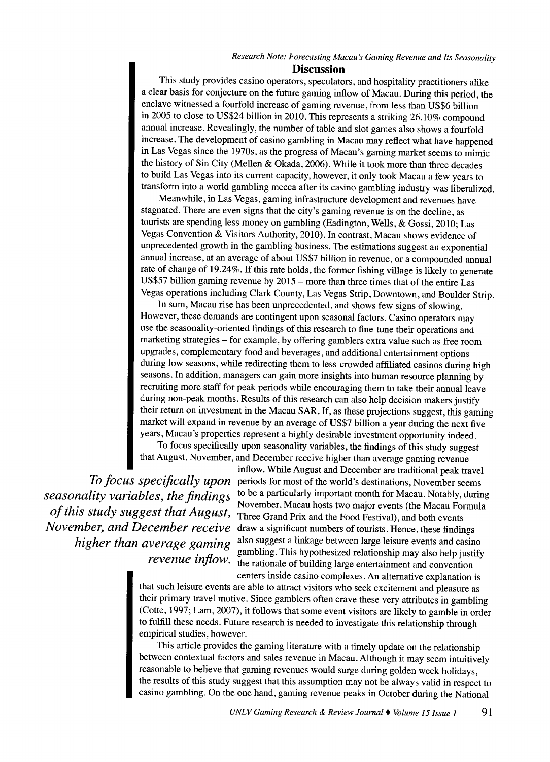## Discussion

This study provides casino operators, speculators, and hospitality practitioners alike a clear basis for conjecture on the future gaming inflow of Macau. During this period, the enclave witnessed a fourfold increase of gaming revenue, from less than US$6 billion in 2005 to close to US$24 billion in 2010. This represents a striking 26.10% compound annual increase. Revealingly, the number of table and slot games also shows a fourfold increase. The development of casino gambling in Macau may reflect what have happened in Las Vegas since the 1970s, as the progress of Macau's gaming market seems to mimic the history of Sin City (Mellen & Okada, 2006). While it took more than three decades to build Las Vegas into its current capacity, however, it only took Macau a few years to transform into a world gambling mecca after its casino gambling industry was liberalized.

Meanwhile, in Las Vegas, gaming infrastructure development and revenues have stagnated. There are even signs that the city's gaming revenue is on the decline, as tourists are spending less money on gambling (Eadington, Wells, & Gossi, 2010; Las Vegas Convention & Visitors Authority, 2010). In contrast, Macau shows evidence of unprecedented growth in the gambling business. The estimations suggest an exponential annual increase, at an average of about US$7 billion in revenue, or a compounded annual rate of change of 19.24%. If this rate holds, the former fishing village is likely to generate US$57 billion gaming revenue by 2015 – more than three times that of the entire Las Vegas operations including Clark County, Las Vegas Strip, Downtown, and Boulder Strip.

In sum, Macau rise has been unprecedented, and shows few signs of slowing. However, these demands are contingent upon seasonal factors. Casino operators may use the seasonality-oriented findings of this research to fine-tune their operations and marketing strategies – for example, by offering gamblers extra value such as free room upgrades, complementary food and beverages, and additional entertainment options during low seasons, while redirecting them to less-crowded affiliated casinos during high seasons. In addition, managers can gain more insights into human resource planning by recruiting more staff for peak periods while encouraging them to take their annual leave during non-peak months. Results of this research can also help decision makers justify their return on investment in the Macau SAR. If, as these projections suggest, this gaming market will expand in revenue by an average of US$7 billion a year during the next five years, Macau's properties represent a highly desirable investment opportunity indeed.

To focus specifically upon seasonality variables, the findings of this study suggest that August, November, and December receive higher than average gaming revenue inflow. While August and December are traditional peak travel periods for most of the world's destinations, November seems to be a particularly important month for Macau. Notably, during November, Macau hosts two major events (the Macau Formula Three Grand Prix and the Food Festival), and both events draw a significant numbers of tourists. Hence, these findings also suggest a linkage between large leisure events and casino gambling. This hypothesized relationship may also help justify the rationale of building large entertainment and convention centers inside casino complexes. An alternative explanation is that such leisure events are able to attract visitors who seek excitement and pleasure as their primary travel motive. Since gamblers often crave these very attributes in gambling (Cotte, 1997; Lam, 2007), it follows that some event visitors are likely to gamble in order to fulfill these needs. Future research is needed to investigate this relationship through empirical studies, however.

*To focus specifically upon seasonality variables, the findings of this study suggest that August, November, and December receive higher than average gaming revenue inflow.*

This article provides the gaming literature with a timely update on the relationship between contextual factors and sales revenue in Macau. Although it may seem intuitively reasonable to believe that gaming revenues would surge during golden week holidays, the results of this study suggest that this assumption may not be always valid in respect to casino gambling. On the one hand, gaming revenue peaks in October during the National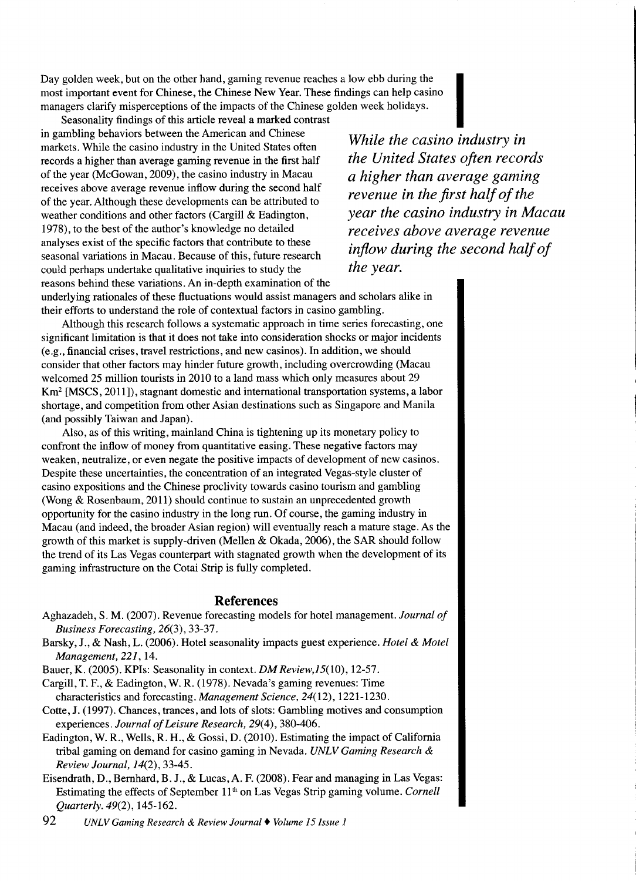Day golden week, but on the other hand, gaming revenue reaches a low ebb during the most important event for Chinese, the Chinese New Year. These findings can help casino managers clarify misperceptions of the impacts of the Chinese golden week holidays.

Seasonality findings of this article reveal a marked contrast in gambling behaviors between the American and Chinese markets. While the casino industry in the United States often records a higher than average gaming revenue in the first half of the year (McGowan, 2009), the casino industry in Macau receives above average revenue inflow during the second half of the year. Although these developments can be attributed to weather conditions and other factors (Cargill & Eadington, 1978), to the best of the author's knowledge no detailed analyses exist of the specific factors that contribute to these seasonal variations in Macau. Because of this, future research could perhaps undertake qualitative inquiries to study the reasons behind these variations. An in-depth examination of the underlying rationales of these fluctuations would assist managers and scholars alike in their efforts to understand the role of contextual factors in casino gambling.

> ***While the casino industry in the United States often records a higher than average gaming revenue in the first half of the year the casino industry in Macau receives above average revenue inflow during the second half of the year.***

Although this research follows a systematic approach in time series forecasting, one significant limitation is that it does not take into consideration shocks or major incidents (e.g., financial crises, travel restrictions, and new casinos). In addition, we should consider that other factors may hinder future growth, including overcrowding (Macau welcomed 25 million tourists in 2010 to a land mass which only measures about 29 $Km^2$ [MSCS, 2011]), stagnant domestic and international transportation systems, a labor shortage, and competition from other Asian destinations such as Singapore and Manila (and possibly Taiwan and Japan).

Also, as of this writing, mainland China is tightening up its monetary policy to confront the inflow of money from quantitative easing. These negative factors may weaken, neutralize, or even negate the positive impacts of development of new casinos. Despite these uncertainties, the concentration of an integrated Vegas-style cluster of casino expositions and the Chinese proclivity towards casino tourism and gambling (Wong & Rosenbaum, 2011) should continue to sustain an unprecedented growth opportunity for the casino industry in the long run. Of course, the gaming industry in Macau (and indeed, the broader Asian region) will eventually reach a mature stage. As the growth of this market is supply-driven (Mellen & Okada, 2006), the SAR should follow the trend of its Las Vegas counterpart with stagnated growth when the development of its gaming infrastructure on the Cotai Strip is fully completed.

## References

Aghazadeh, S. M. (2007). Revenue forecasting models for hotel management. *Journal of Business Forecasting, 26*(3), 33-37.

Barsky, J., & Nash, L. (2006). Hotel seasonality impacts guest experience. *Hotel & Motel Management, 221*, 14.

Bauer, K. (2005). KPIs: Seasonality in context. *DM Review,15*(10), 12-57.

Cargill, T. F., & Eadington, W. R. (1978). Nevada's gaming revenues: Time characteristics and forecasting. *Management Science, 24*(12), 1221-1230.

Cotte, J. (1997). Chances, trances, and lots of slots: Gambling motives and consumption experiences. *Journal of Leisure Research, 29*(4), 380-406.

Eadington, W. R., Wells, R. H., & Gossi, D. (2010). Estimating the impact of California tribal gaming on demand for casino gaming in Nevada. *UNLV Gaming Research & Review Journal, 14*(2), 33-45.

Eisendrath, D., Bernhard, B. J., & Lucas, A. F. (2008). Fear and managing in Las Vegas: Estimating the effects of September 11th on Las Vegas Strip gaming volume. *Cornell Quarterly. 49*(2), 145-162.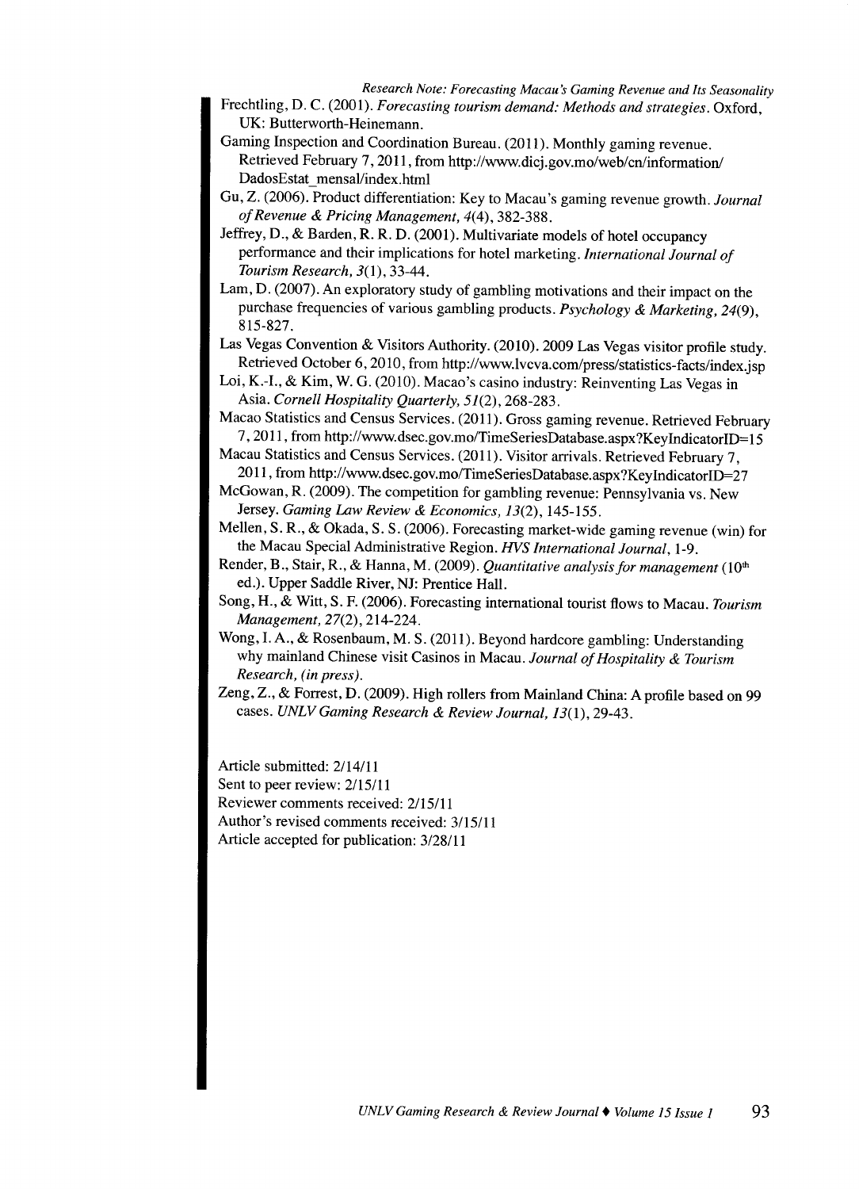Frechtling, D. C. (2001). *Forecasting tourism demand: Methods and strategies*. Oxford, UK: Butterworth-Heinemann.

Gaming Inspection and Coordination Bureau. (2011). Monthly gaming revenue. Retrieved February 7, 2011, from http://www.dicj.gov.mo/web/cn/information/DadosEstat_mensal/index.html

Gu, Z. (2006). Product differentiation: Key to Macau's gaming revenue growth. *Journal of Revenue & Pricing Management, 4*(4), 382-388.

Jeffrey, D., & Barden, R. R. D. (2001). Multivariate models of hotel occupancy performance and their implications for hotel marketing. *International Journal of Tourism Research, 3*(1), 33-44.

Lam, D. (2007). An exploratory study of gambling motivations and their impact on the purchase frequencies of various gambling products. *Psychology & Marketing, 24*(9), 815-827.

Las Vegas Convention & Visitors Authority. (2010). 2009 Las Vegas visitor profile study. Retrieved October 6, 2010, from http://www.lvcva.com/press/statistics-facts/index.jsp

Loi, K.-I., & Kim, W. G. (2010). Macao's casino industry: Reinventing Las Vegas in Asia. *Cornell Hospitality Quarterly, 51*(2), 268-283.

Macao Statistics and Census Services. (2011). Gross gaming revenue. Retrieved February 7, 2011, from http://www.dsec.gov.mo/TimeSeriesDatabase.aspx?KeyIndicatorID=15

Macau Statistics and Census Services. (2011). Visitor arrivals. Retrieved February 7, 2011, from http://www.dsec.gov.mo/TimeSeriesDatabase.aspx?KeyIndicatorID=27

McGowan, R. (2009). The competition for gambling revenue: Pennsylvania vs. New Jersey. *Gaming Law Review & Economics, 13*(2), 145-155.

Mellen, S. R., & Okada, S. S. (2006). Forecasting market-wide gaming revenue (win) for the Macau Special Administrative Region. *HVS International Journal*, 1-9.

Render, B., Stair, R., & Hanna, M. (2009). *Quantitative analysis for management* (10th ed.). Upper Saddle River, NJ: Prentice Hall.

Song, H., & Witt, S. F. (2006). Forecasting international tourist flows to Macau. *Tourism Management, 27*(2), 214-224.

Wong, I. A., & Rosenbaum, M. S. (2011). Beyond hardcore gambling: Understanding why mainland Chinese visit Casinos in Macau. *Journal of Hospitality & Tourism Research, (in press)*.

Zeng, Z., & Forrest, D. (2009). High rollers from Mainland China: A profile based on 99 cases. *UNLV Gaming Research & Review Journal, 13*(1), 29-43.

Article submitted: 2/14/11

Sent to peer review: 2/15/11

Reviewer comments received: 2/15/11

Author's revised comments received: 3/15/11

Article accepted for publication: 3/28/11